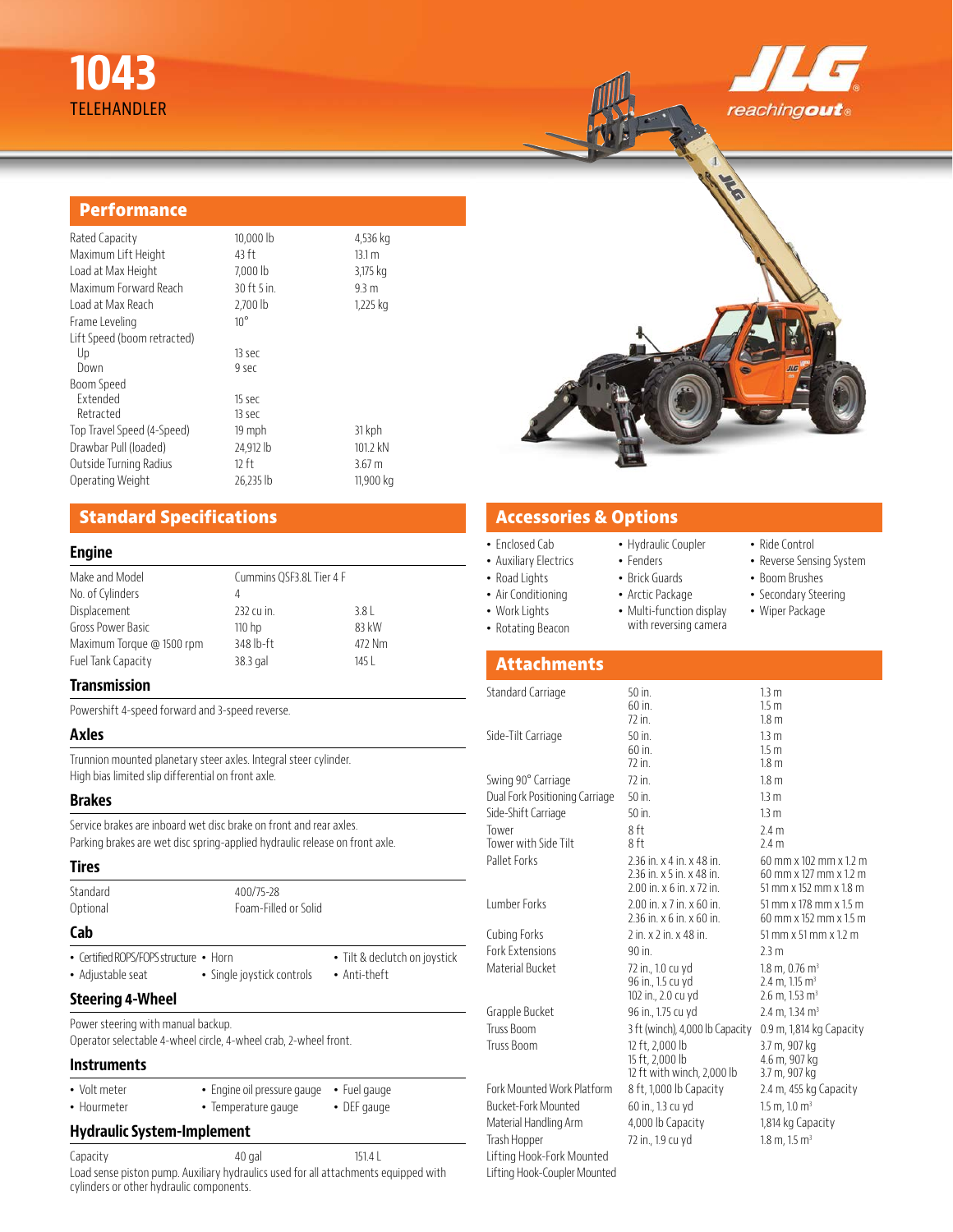# 1043
TELEHANDLER

JLG reachingout®

## Performance

| | | |
|---|---|---|
| Rated Capacity | 10,000 lb | 4,536 kg |
| Maximum Lift Height | 43 ft | 13.1 m |
| Load at Max Height | 7,000 lb | 3,175 kg |
| Maximum Forward Reach | 30 ft 5 in. | 9.3 m |
| Load at Max Reach | 2,700 lb | 1,225 kg |
| Frame Leveling | 10° | |
| Lift Speed (boom retracted) | | |
| Up | 13 sec | |
| Down | 9 sec | |
| Boom Speed | | |
| Extended | 15 sec | |
| Retracted | 13 sec | |
| Top Travel Speed (4-Speed) | 19 mph | 31 kph |
| Drawbar Pull (loaded) | 24,912 lb | 101.2 kN |
| Outside Turning Radius | 12 ft | 3.67 m |
| Operating Weight | 26,235 lb | 11,900 kg |

## Standard Specifications

### Engine

| | | |
|---|---|---|
| Make and Model | Cummins QSF3.8L Tier 4 F | |
| No. of Cylinders | 4 | |
| Displacement | 232 cu in. | 3.8 L |
| Gross Power Basic | 110 hp | 83 kW |
| Maximum Torque @ 1500 rpm | 348 lb-ft | 472 Nm |
| Fuel Tank Capacity | 38.3 gal | 145 L |

### Transmission

Powershift 4-speed forward and 3-speed reverse.

### Axles

Trunnion mounted planetary steer axles. Integral steer cylinder.
High bias limited slip differential on front axle.

### Brakes

Service brakes are inboard wet disc brake on front and rear axles.
Parking brakes are wet disc spring-applied hydraulic release on front axle.

### Tires

| | |
|---|---|
| Standard | 400/75-28 |
| Optional | Foam-Filled or Solid |

### Cab

- Certified ROPS/FOPS structure
- Adjustable seat
- Horn
- Single joystick controls
- Tilt & declutch on joystick
- Anti-theft

### Steering 4-Wheel

Power steering with manual backup.
Operator selectable 4-wheel circle, 4-wheel crab, 2-wheel front.

### Instruments

- Volt meter
- Hourmeter
- Engine oil pressure gauge
- Temperature gauge
- Fuel gauge
- DEF gauge

### Hydraulic System-Implement

| | | |
|---|---|---|
| Capacity | 40 gal | 151.4 L |

Load sense piston pump. Auxiliary hydraulics used for all attachments equipped with cylinders or other hydraulic components.

## Accessories & Options

- Enclosed Cab
- Auxiliary Electrics
- Road Lights
- Air Conditioning
- Work Lights
- Rotating Beacon
- Hydraulic Coupler
- Fenders
- Brick Guards
- Arctic Package
- Multi-function display with reversing camera
- Ride Control
- Reverse Sensing System
- Boom Brushes
- Secondary Steering
- Wiper Package

## Attachments

| | | |
|---|---|---|
| Standard Carriage | 50 in.<br>60 in.<br>72 in. | 1.3 m<br>1.5 m<br>1.8 m |
| Side-Tilt Carriage | 50 in.<br>60 in.<br>72 in. | 1.3 m<br>1.5 m<br>1.8 m |
| Swing 90° Carriage | 72 in. | 1.8 m |
| Dual Fork Positioning Carriage | 50 in. | 1.3 m |
| Side-Shift Carriage | 50 in. | 1.3 m |
| Tower | 8 ft | 2.4 m |
| Tower with Side Tilt | 8 ft | 2.4 m |
| Pallet Forks | 2.36 in. x 4 in. x 48 in.<br>2.36 in. x 5 in. x 48 in.<br>2.00 in. x 6 in. x 72 in. | 60 mm x 102 mm x 1.2 m<br>60 mm x 127 mm x 1.2 m<br>51 mm x 152 mm x 1.8 m |
| Lumber Forks | 2.00 in. x 7 in. x 60 in.<br>2.36 in. x 6 in. x 60 in. | 51 mm x 178 mm x 1.5 m<br>60 mm x 152 mm x 1.5 m |
| Cubing Forks | 2 in. x 2 in. x 48 in. | 51 mm x 51 mm x 1.2 m |
| Fork Extensions | 90 in. | 2.3 m |
| Material Bucket | 72 in., 1.0 cu yd<br>96 in., 1.5 cu yd<br>102 in., 2.0 cu yd | 1.8 m, 0.76 m³<br>2.4 m, 1.15 m³<br>2.6 m, 1.53 m³ |
| Grapple Bucket | 96 in., 1.75 cu yd | 2.4 m, 1.34 m³ |
| Truss Boom | 3 ft (winch), 4,000 lb Capacity | 0.9 m, 1,814 kg Capacity |
| Truss Boom | 12 ft, 2,000 lb<br>15 ft, 2,000 lb<br>12 ft with winch, 2,000 lb | 3.7 m, 907 kg<br>4.6 m, 907 kg<br>3.7 m, 907 kg |
| Fork Mounted Work Platform | 8 ft, 1,000 lb Capacity | 2.4 m, 455 kg Capacity |
| Bucket-Fork Mounted | 60 in., 1.3 cu yd | 1.5 m, 1.0 m³ |
| Material Handling Arm | 4,000 lb Capacity | 1,814 kg Capacity |
| Trash Hopper | 72 in., 1.9 cu yd | 1.8 m, 1.5 m³ |
| Lifting Hook-Fork Mounted | | |
| Lifting Hook-Coupler Mounted | | |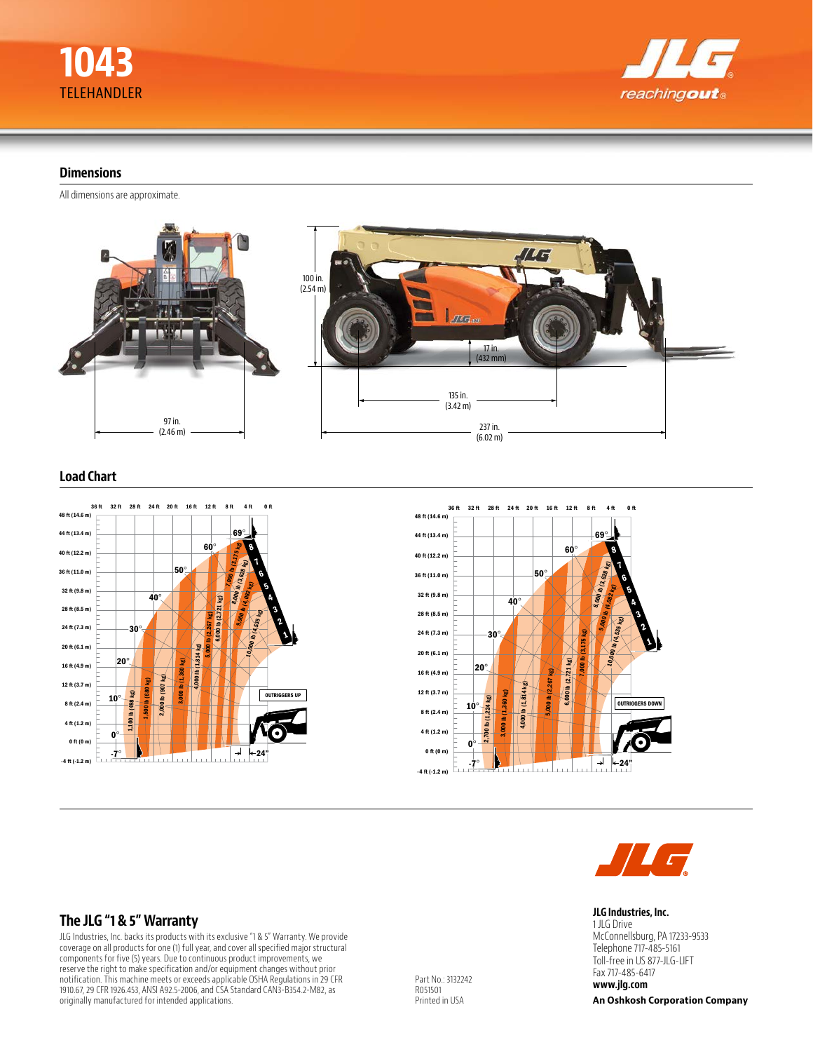# 1043

TELEHANDLER

## Dimensions

All dimensions are approximate.

100 in. (2.54 m)

17 in. (432 mm)

135 in. (3.42 m)

97 in. (2.46 m)

237 in. (6.02 m)

## Load Chart

36 ft 32 ft 28 ft 24 ft 20 ft 16 ft 12 ft 8 ft 4 ft 0 ft

48 ft (14.6 m)
44 ft (13.4 m)
40 ft (12.2 m)
36 ft (11.0 m)
32 ft (9.8 m)
28 ft (8.5 m)
24 ft (7.3 m)
20 ft (6.1 m)
16 ft (4.9 m)
12 ft (3.7 m)
8 ft (2.4 m)
4 ft (1.2 m)
0 ft (0 m)
-4 ft (-1.2 m)

69° 60° 50° 40° 30° 20° 10° 0° -7°

1,100 lb (498 kg)
1,500 lb (680 kg)
2,000 lb (907 kg)
3,000 lb (1,360 kg)
4,000 lb (1,814 kg)
5,000 lb (2,267 kg)
6,000 lb (2,721 kg)
7,000 lb (3,175 kg)
8,000 lb (3,628 kg)
9,000 lb (4,082 kg)
10,000 lb (4,535 kg)

8 7 6 5 4 3 2 1

OUTRIGGERS UP

24"

36 ft 32 ft 28 ft 24 ft 20 ft 16 ft 12 ft 8 ft 4 ft 0 ft

48 ft (14.6 m)
44 ft (13.4 m)
40 ft (12.2 m)
36 ft (11.0 m)
32 ft (9.8 m)
28 ft (8.5 m)
24 ft (7.3 m)
20 ft (6.1 m)
16 ft (4.9 m)
12 ft (3.7 m)
8 ft (2.4 m)
4 ft (1.2 m)
0 ft (0 m)
-4 ft (-1.2 m)

69° 60° 50° 40° 30° 20° 10° 0° -7°

2,700 lb (1,224 kg)
3,000 lb (1,360 kg)
4,000 lb (1,814 kg)
5,000 lb (2,267 kg)
6,000 lb (2,721 kg)
7,000 lb (3,175 kg)
8,000 lb (3,628 kg)
9,000 lb (4,082 kg)
10,000 lb (4,535 kg)

8 7 6 5 4 3 2 1

OUTRIGGERS DOWN

24"

## The JLG "1 & 5" Warranty

JLG Industries, Inc. backs its products with its exclusive "1 & 5" Warranty. We provide coverage on all products for one (1) full year, and cover all specified major structural components for five (5) years. Due to continuous product improvements, we reserve the right to make specification and/or equipment changes without prior notification. This machine meets or exceeds applicable OSHA Regulations in 29 CFR 1910.67, 29 CFR 1926.453, ANSI A92.5-2006, and CSA Standard CAN3-B354.2-M82, as originally manufactured for intended applications.

Part No.: 3132242
R051501
Printed in USA

**JLG Industries, Inc.**
1 JLG Drive
McConnellsburg, PA 17233-9533
Telephone 717-485-5161
Toll-free in US 877-JLG-LIFT
Fax 717-485-6417
**www.jlg.com**
**An Oshkosh Corporation Company**